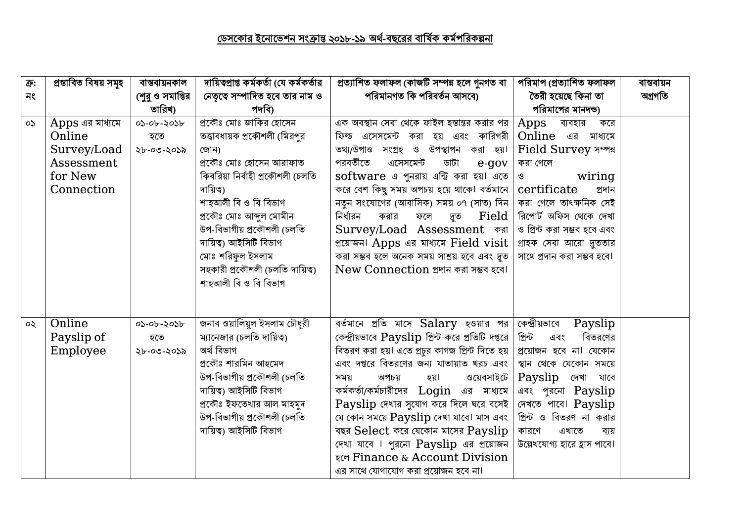# ডেসকোর ইনোভেশন সংক্রান্ত ২০১৮-১৯ অর্থ-বছরের বার্ষিক কর্মপরিকল্পনা

| ক্র: নং | প্রস্তাবিত বিষয় সমূহ | বাস্তবায়নকাল (শুরু ও সমাপ্তির তারিখ) | দায়িত্বপ্রাপ্ত কর্মকর্তা (যে কর্মকর্তার নেতৃত্বে সম্পাদিত হবে তার নাম ও পদবি) | প্রত্যাশিত ফলাফল (কাজটি সম্পন্ন হলে গুনগত বা পরিমানগত কি পরিবর্তন আসবে) | পরিমাপ (প্রত্যাশিত ফলাফল তৈরী হয়েছে কিনা তা পরিমাপের মানদন্ড) | বাস্তবায়ন অগ্রগতি |
|---|---|---|---|---|---|---|
| ০১ | Apps এর মাধ্যমে Online Survey/Load Assessment for New Connection | ০১-০৮-২০১৮ হতে ২৮-০৩-২০১৯ | প্রকৌঃ মোঃ জাকির হোসেন তত্বাবধায়ক প্রকৌশলী (মিরপুর জোন)<br>প্রকৌঃ মোঃ হোসেন আরাফাত কিবরিয়া নির্বাহী প্রকৌশলী (চলতি দায়িত্ব)<br>শাহআলী বি ও বি বিভাগ<br>প্রকৌঃ মোঃ আব্দুল মোমীন উপ-বিভাগীয় প্রকৌশলী (চলতি দায়িত্ব) আইসিটি বিভাগ<br>মোঃ শরিফুল ইসলাম সহকারী প্রকৌশলী (চলতি দায়িত্ব)<br>শাহআলী বি ও বি বিভাগ | এক অবস্থান সেবা থেকে ফাইল হস্তান্তর করার পর ফিল্ড এসেসমেন্ট করা হয় এবং কারিগরী তথ্য/উপাত্ত সংগ্রহ ও উপস্থাপন করা হয়। পরবর্তীতে এসেসমেন্ট ডাটা e-gov software এ পুনরায় এন্ট্রি করা হয়। এতে করে বেশ কিছু সময় অপচয় হয়ে থাকে। বর্তমানে নতুন সংযোগের (আবাসিক) সময় ০৭ (সাত) দিন নির্ধারন করার ফলে দ্রুত Field Survey/Load Assessment করা প্রয়োজন। Apps এর মাধ্যমে Field visit করা সম্ভব হলে অনেক সময় সাশ্রয় হবে এবং দ্রুত New Connection প্রদান করা সম্ভব হবে। | Apps ব্যবহার করে Online এর মাধ্যমে Field Survey সম্পন্ন করা গেলে ও wiring certificate প্রদান করা গেলে তাৎক্ষনিক সেই রিপোর্ট অফিস থেকে দেখা ও প্রিন্ট করা সম্ভব হবে এবং গ্রাহক সেবা আরো দ্রুততার সাথে প্রদান করা সম্ভব হবে। | |
| ০২ | Online Payslip of Employee | ০১-০৮-২০১৮ হতে ২৮-০৩-২০১৯ | জনাব ওয়ালিয়ুল ইসলাম চৌধুরী ম্যানেজার (চলতি দায়িত্ব) অর্থ বিভাগ<br>প্রকৌঃ শারমিন আহমেদ উপ-বিভাগীয় প্রকৌশলী (চলতি দায়িত্ব) আইসিটি বিভাগ<br>প্রকৌঃ ইফতেখার আল মাহমুদ উপ-বিভাগীয় প্রকৌশলী (চলতি দায়িত্ব) আইসিটি বিভাগ | বর্তমানে প্রতি মাসে Salary হওয়ার পর কেন্দ্রীয়ভাবে Payslip প্রিন্ট করে প্রতিটি দপ্তরে বিতরণ করা হয়। এতে প্রচুর কাগজ প্রিন্ট দিতে হয় এবং দপ্তরে বিতরণের জন্য যাতায়াত খরচ এবং সময় অপচয় হয়। ওয়েবসাইটে কর্মকর্তা/কর্মচারীদের Login এর মাধ্যমে Payslip দেখার সুযোগ করে দিলে ঘরে বসেই যে কোন সময়ে Payslip দেখা যাবে। মাস এবং বছর Select করে যেকোন মাসের Payslip দেখা যাবে । পুরনো Payslip এর প্রয়োজন হলে Finance & Account Division এর সাথে যোগাযোগ করা প্রয়োজন হবে না। | কেন্দ্রীয়ভাবে Payslip প্রিন্ট এবং বিতরণের প্রয়োজন হবে না। যেকোন স্থান থেকে যেকোন সময়ে Payslip দেখা যাবে এবং পুরনো Payslip দেখতে পাবে। Payslip প্রিন্ট ও বিতরণ না করার কারণে এখাতে ব্যয় উল্লেখযোগ্য হারে হ্রাস পাবে। | |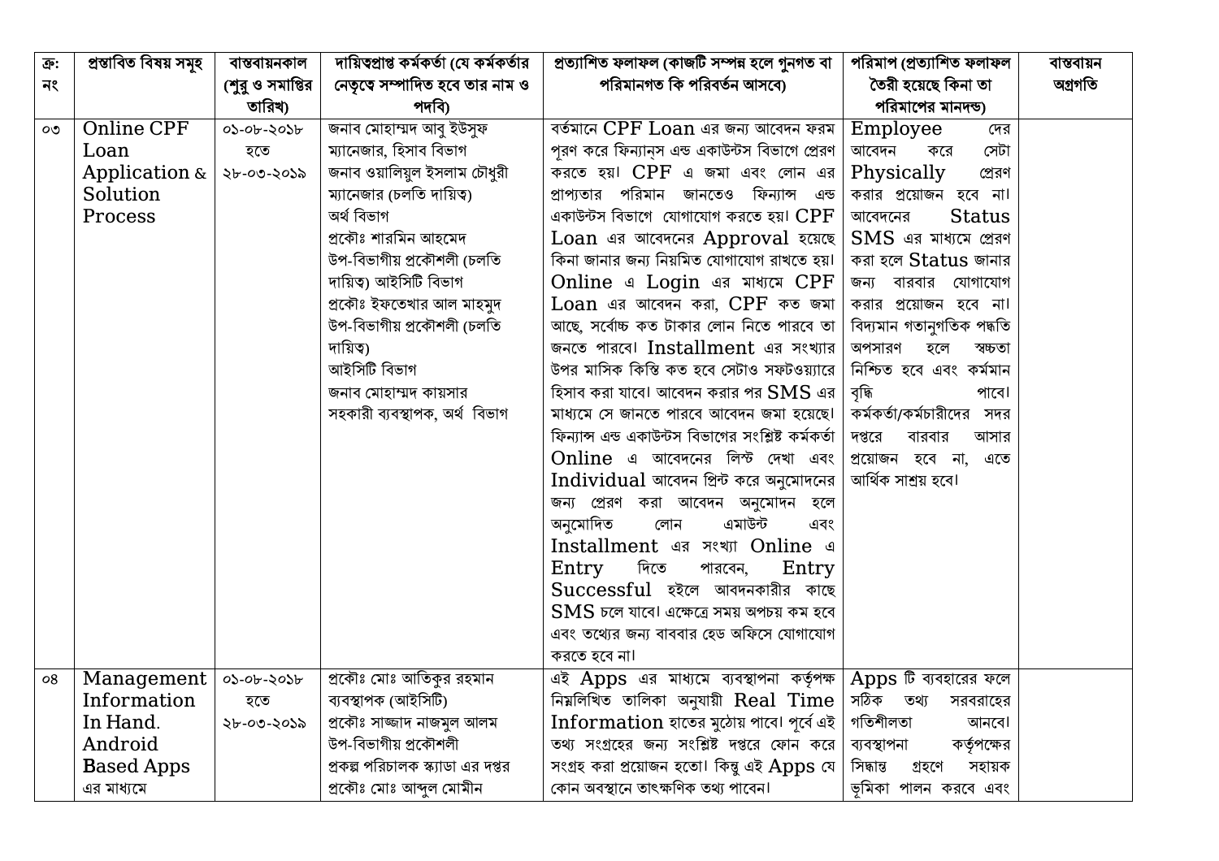| ক্র: নং | প্রস্তাবিত বিষয় সমূহ | বাস্তবায়নকাল (শুরু ও সমাপ্তির তারিখ) | দায়িত্বপ্রাপ্ত কর্মকর্তা (যে কর্মকর্তার নেতৃত্বে সম্পাদিত হবে তার নাম ও পদবি) | প্রত্যাশিত ফলাফল (কাজটি সম্পন্ন হলে গুনগত বা পরিমানগত কি পরিবর্তন আসবে) | পরিমাপ (প্রত্যাশিত ফলাফল তৈরী হয়েছে কিনা তা পরিমাপের মানদন্ড) | বাস্তবায়ন অগ্রগতি |
|---|---|---|---|---|---|---|
| ০৩ | Online CPF Loan Application & Solution Process | ০১-০৮-২০১৮ হতে ২৮-০৩-২০১৯ | জনাব মোহাম্মদ আবু ইউসুফ ম্যানেজার, হিসাব বিভাগ জনাব ওয়ালিয়ুল ইসলাম চৌধুরী ম্যানেজার (চলতি দায়িত্ব) অর্থ বিভাগ প্রকৌঃ শারমিন আহমেদ উপ-বিভাগীয় প্রকৌশলী (চলতি দায়িত্ব) আইসিটি বিভাগ প্রকৌঃ ইফতেখার আল মাহমুদ উপ-বিভাগীয় প্রকৌশলী (চলতি দায়িত্ব) আইসিটি বিভাগ জনাব মোহাম্মদ কায়সার সহকারী ব্যবস্থাপক, অর্থ বিভাগ | বর্তমানে CPF Loan এর জন্য আবেদন ফরম পূরণ করে ফিন্যান্স এন্ড একাউন্টস বিভাগে প্রেরণ করতে হয়। CPF এ জমা এবং লোন এর প্রাপ্যতার পরিমান জানতেও ফিন্যান্স এন্ড একাউন্টস বিভাগে যোগাযোগ করতে হয়। CPF Loan এর আবেদনের Approval হয়েছে কিনা জানার জন্য নিয়মিত যোগাযোগ রাখতে হয়। Online এ Login এর মাধ্যমে CPF Loan এর আবেদন করা, CPF কত জমা আছে, সর্বোচ্চ কত টাকার লোন নিতে পারবে তা জনতে পারবে। Installment এর সংখ্যার উপর মাসিক কিস্তি কত হবে সেটাও সফটওয়্যারে হিসাব করা যাবে। আবেদন করার পর SMS এর মাধ্যমে সে জানতে পারবে আবেদন জমা হয়েছে। ফিন্যান্স এন্ড একাউন্টস বিভাগের সংশ্লিষ্ট কর্মকর্তা Online এ আবেদনের লিস্ট দেখা এবং Individual আবেদন প্রিন্ট করে অনুমোদনের জন্য প্রেরণ করা আবেদন অনুমোদন হলে অনুমোদিত লোন এমাউন্ট এবং Installment এর সংখ্যা Online এ Entry দিতে পারবেন, Entry Successful হইলে আবদনকারীর কাছে SMS চলে যাবে। এক্ষেত্রে সময় অপচয় কম হবে এবং তথ্যের জন্য বাববার হেড অফিসে যোগাযোগ করতে হবে না। | Employee দের আবেদন করে সেটা Physically প্রেরণ করার প্রয়োজন হবে না। আবেদনের Status SMS এর মাধ্যমে প্রেরণ করা হলে Status জানার জন্য বারবার যোগাযোগ করার প্রয়োজন হবে না। বিদ্যমান গতানুগতিক পদ্ধতি অপসারণ হলে স্বচ্ছতা নিশ্চিত হবে এবং কর্মমান বৃদ্ধি পাবে। কর্মকর্তা/কর্মচারীদের সদর দপ্তরে বারবার আসার প্রয়োজন হবে না, এতে আর্থিক সাশ্রয় হবে। | |
| ০৪ | Management Information In Hand. Android Based Apps এর মাধ্যমে | ০১-০৮-২০১৮ হতে ২৮-০৩-২০১৯ | প্রকৌঃ মোঃ আতিকুর রহমান ব্যবস্থাপক (আইসিটি) প্রকৌঃ সাজ্জাদ নাজমুল আলম উপ-বিভাগীয় প্রকৌশলী প্রকল্প পরিচালক স্ক্যাডা এর দপ্তর প্রকৌঃ মোঃ আব্দুল মোমীন | এই Apps এর মাধ্যমে ব্যবস্থাপনা কর্তৃপক্ষ নিম্নলিখিত তালিকা অনুযায়ী Real Time Information হাতের মুঠোয় পাবে। পূর্বে এই তথ্য সংগ্রহের জন্য সংশ্লিষ্ট দপ্তরে ফোন করে সংগ্রহ করা প্রয়োজন হতো। কিন্তু এই Apps যে কোন অবস্থানে তাৎক্ষণিক তথ্য পাবেন। | Apps টি ব্যবহারের ফলে সঠিক তথ্য সরবরাহের গতিশীলতা আনবে। ব্যবস্থাপনা কর্তৃপক্ষের সিদ্ধান্ত গ্রহণে সহায়ক ভূমিকা পালন করবে এবং | |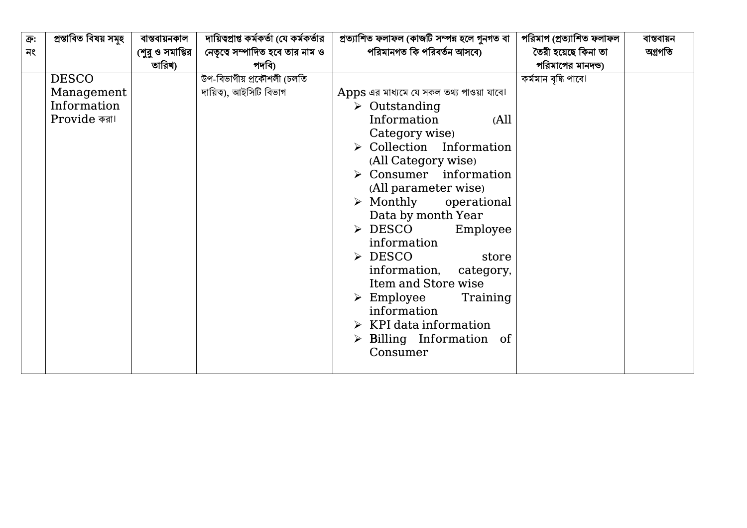| ক্র: নং | প্রস্তাবিত বিষয় সমূহ | বাস্তবায়নকাল (শুরু ও সমাপ্তির তারিখ) | দায়িত্বপ্রাপ্ত কর্মকর্তা (যে কর্মকর্তার নেতৃত্বে সম্পাদিত হবে তার নাম ও পদবি) | প্রত্যাশিত ফলাফল (কাজটি সম্পন্ন হলে গুনগত বা পরিমানগত কি পরিবর্তন আসবে) | পরিমাপ (প্রত্যাশিত ফলাফল তৈরী হয়েছে কিনা তা পরিমাপের মানদন্ড) | বাস্তবায়ন অগ্রগতি |
|---|---|---|---|---|---|---|
| | DESCO Management Information Provide করা। | | উপ-বিভাগীয় প্রকৌশলী (চলতি দায়িত্ব), আইসিটি বিভাগ | Apps এর মাধ্যমে যে সকল তথ্য পাওয়া যাবে।<br>➢ Outstanding Information (All Category wise)<br>➢ Collection Information (All Category wise)<br>➢ Consumer information (All parameter wise)<br>➢ Monthly operational Data by month Year<br>➢ DESCO Employee information<br>➢ DESCO store information, category, Item and Store wise<br>➢ Employee Training information<br>➢ KPI data information<br>➢ Billing Information of Consumer | কর্মমান বৃদ্ধি পাবে। | |